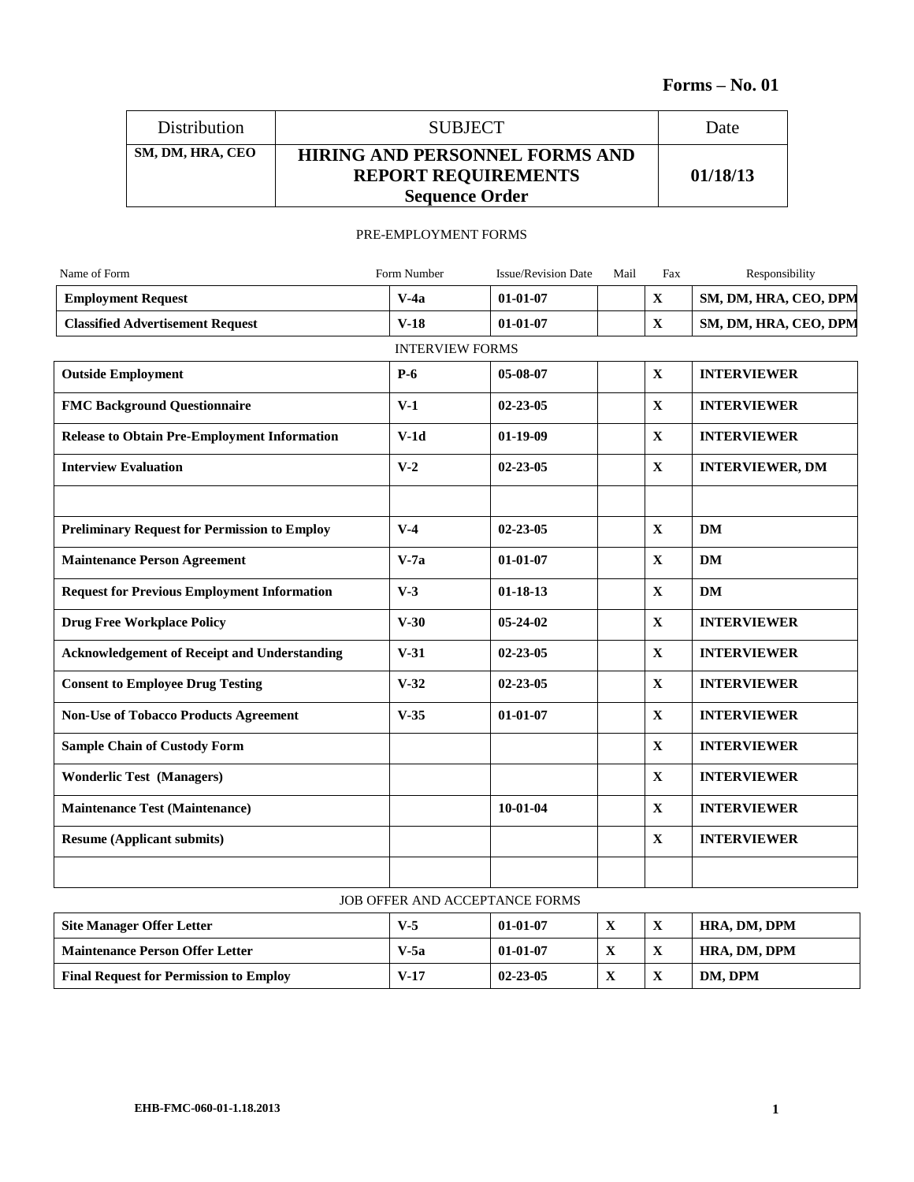**Forms – No. 01**

| Distribution | SUBJECT | Date |
|---|---|---|
| **SM, DM, HRA, CEO** | **HIRING AND PERSONNEL FORMS AND REPORT REQUIREMENTS Sequence Order** | **01/18/13** |

PRE-EMPLOYMENT FORMS

| Name of Form | Form Number | Issue/Revision Date | Mail | Fax | Responsibility |
|---|---|---|---|---|---|
| **Employment Request** | **V-4a** | **01-01-07** | | **X** | **SM, DM, HRA, CEO, DPM** |
| **Classified Advertisement Request** | **V-18** | **01-01-07** | | **X** | **SM, DM, HRA, CEO, DPM** |

INTERVIEW FORMS

| Name of Form | Form Number | Issue/Revision Date | Mail | Fax | Responsibility |
|---|---|---|---|---|---|
| **Outside Employment** | **P-6** | **05-08-07** | | **X** | **INTERVIEWER** |
| **FMC Background Questionnaire** | **V-1** | **02-23-05** | | **X** | **INTERVIEWER** |
| **Release to Obtain Pre-Employment Information** | **V-1d** | **01-19-09** | | **X** | **INTERVIEWER** |
| **Interview Evaluation** | **V-2** | **02-23-05** | | **X** | **INTERVIEWER, DM** |
| | | | | | |
| **Preliminary Request for Permission to Employ** | **V-4** | **02-23-05** | | **X** | **DM** |
| **Maintenance Person Agreement** | **V-7a** | **01-01-07** | | **X** | **DM** |
| **Request for Previous Employment Information** | **V-3** | **01-18-13** | | **X** | **DM** |
| **Drug Free Workplace Policy** | **V-30** | **05-24-02** | | **X** | **INTERVIEWER** |
| **Acknowledgement of Receipt and Understanding** | **V-31** | **02-23-05** | | **X** | **INTERVIEWER** |
| **Consent to Employee Drug Testing** | **V-32** | **02-23-05** | | **X** | **INTERVIEWER** |
| **Non-Use of Tobacco Products Agreement** | **V-35** | **01-01-07** | | **X** | **INTERVIEWER** |
| **Sample Chain of Custody Form** | | | | **X** | **INTERVIEWER** |
| **Wonderlic Test (Managers)** | | | | **X** | **INTERVIEWER** |
| **Maintenance Test (Maintenance)** | | **10-01-04** | | **X** | **INTERVIEWER** |
| **Resume (Applicant submits)** | | | | **X** | **INTERVIEWER** |
| | | | | | |

JOB OFFER AND ACCEPTANCE FORMS

| Name of Form | Form Number | Issue/Revision Date | Mail | Fax | Responsibility |
|---|---|---|---|---|---|
| **Site Manager Offer Letter** | **V-5** | **01-01-07** | **X** | **X** | **HRA, DM, DPM** |
| **Maintenance Person Offer Letter** | **V-5a** | **01-01-07** | **X** | **X** | **HRA, DM, DPM** |
| **Final Request for Permission to Employ** | **V-17** | **02-23-05** | **X** | **X** | **DM, DPM** |

**EHB-FMC-060-01-1.18.2013**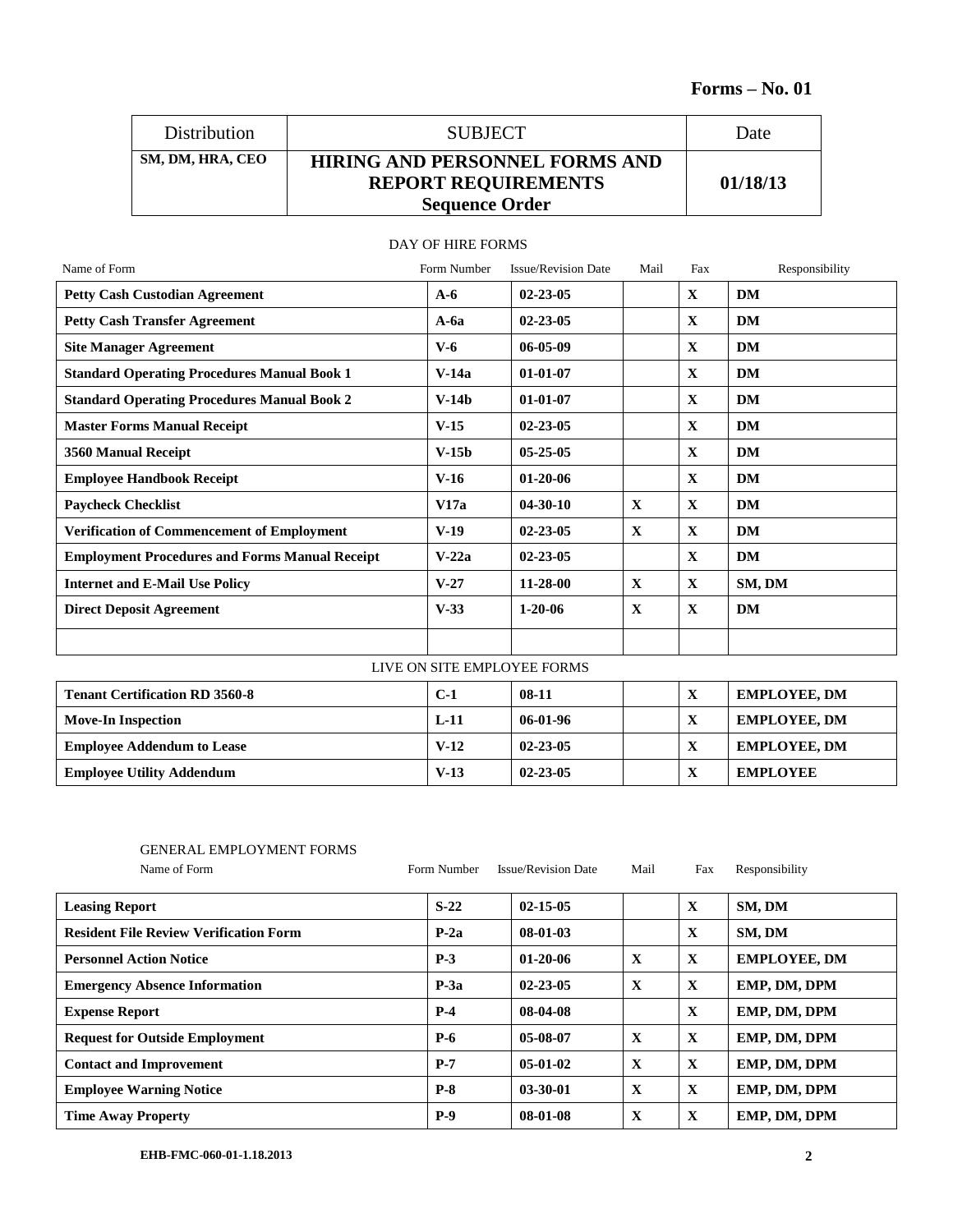**Forms – No. 01**

| Distribution | SUBJECT | Date |
|---|---|---|
| **SM, DM, HRA, CEO** | **HIRING AND PERSONNEL FORMS AND REPORT REQUIREMENTS Sequence Order** | **01/18/13** |

DAY OF HIRE FORMS

| Name of Form | Form Number | Issue/Revision Date | Mail | Fax | Responsibility |
|---|---|---|---|---|---|
| **Petty Cash Custodian Agreement** | **A-6** | **02-23-05** | | **X** | **DM** |
| **Petty Cash Transfer Agreement** | **A-6a** | **02-23-05** | | **X** | **DM** |
| **Site Manager Agreement** | **V-6** | **06-05-09** | | **X** | **DM** |
| **Standard Operating Procedures Manual Book 1** | **V-14a** | **01-01-07** | | **X** | **DM** |
| **Standard Operating Procedures Manual Book 2** | **V-14b** | **01-01-07** | | **X** | **DM** |
| **Master Forms Manual Receipt** | **V-15** | **02-23-05** | | **X** | **DM** |
| **3560 Manual Receipt** | **V-15b** | **05-25-05** | | **X** | **DM** |
| **Employee Handbook Receipt** | **V-16** | **01-20-06** | | **X** | **DM** |
| **Paycheck Checklist** | **V17a** | **04-30-10** | **X** | **X** | **DM** |
| **Verification of Commencement of Employment** | **V-19** | **02-23-05** | **X** | **X** | **DM** |
| **Employment Procedures and Forms Manual Receipt** | **V-22a** | **02-23-05** | | **X** | **DM** |
| **Internet and E-Mail Use Policy** | **V-27** | **11-28-00** | **X** | **X** | **SM, DM** |
| **Direct Deposit Agreement** | **V-33** | **1-20-06** | **X** | **X** | **DM** |
| | | | | | |

LIVE ON SITE EMPLOYEE FORMS

| Name of Form | Form Number | Issue/Revision Date | Mail | Fax | Responsibility |
|---|---|---|---|---|---|
| **Tenant Certification RD 3560-8** | **C-1** | **08-11** | | **X** | **EMPLOYEE, DM** |
| **Move-In Inspection** | **L-11** | **06-01-96** | | **X** | **EMPLOYEE, DM** |
| **Employee Addendum to Lease** | **V-12** | **02-23-05** | | **X** | **EMPLOYEE, DM** |
| **Employee Utility Addendum** | **V-13** | **02-23-05** | | **X** | **EMPLOYEE** |

GENERAL EMPLOYMENT FORMS

| Name of Form | Form Number | Issue/Revision Date | Mail | Fax | Responsibility |
|---|---|---|---|---|---|
| **Leasing Report** | **S-22** | **02-15-05** | | **X** | **SM, DM** |
| **Resident File Review Verification Form** | **P-2a** | **08-01-03** | | **X** | **SM, DM** |
| **Personnel Action Notice** | **P-3** | **01-20-06** | **X** | **X** | **EMPLOYEE, DM** |
| **Emergency Absence Information** | **P-3a** | **02-23-05** | **X** | **X** | **EMP, DM, DPM** |
| **Expense Report** | **P-4** | **08-04-08** | | **X** | **EMP, DM, DPM** |
| **Request for Outside Employment** | **P-6** | **05-08-07** | **X** | **X** | **EMP, DM, DPM** |
| **Contact and Improvement** | **P-7** | **05-01-02** | **X** | **X** | **EMP, DM, DPM** |
| **Employee Warning Notice** | **P-8** | **03-30-01** | **X** | **X** | **EMP, DM, DPM** |
| **Time Away Property** | **P-9** | **08-01-08** | **X** | **X** | **EMP, DM, DPM** |

**EHB-FMC-060-01-1.18.2013**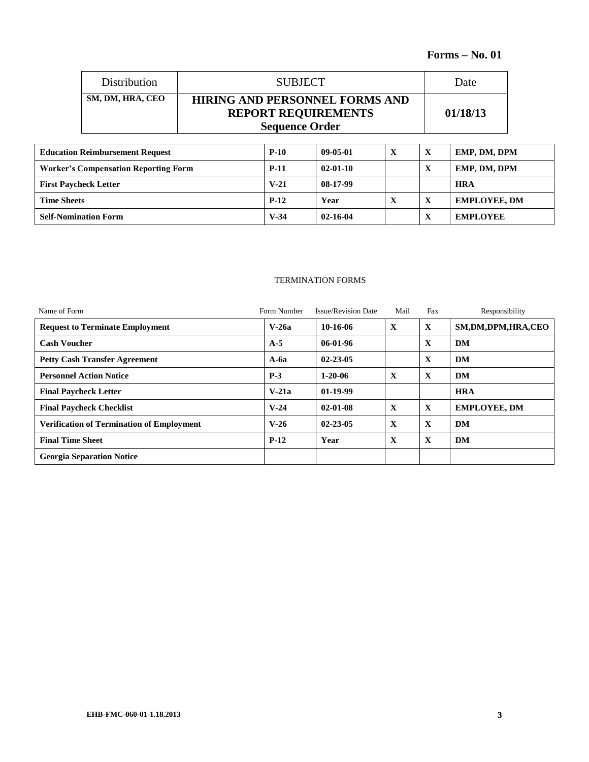**Forms – No. 01**

| Distribution | SUBJECT | Date |
|---|---|---|
| **SM, DM, HRA, CEO** | **HIRING AND PERSONNEL FORMS AND REPORT REQUIREMENTS Sequence Order** | **01/18/13** |

| | | | | | |
|---|---|---|---|---|---|
| **Education Reimbursement Request** | **P-10** | **09-05-01** | **X** | **X** | **EMP, DM, DPM** |
| **Worker's Compensation Reporting Form** | **P-11** | **02-01-10** | | **X** | **EMP, DM, DPM** |
| **First Paycheck Letter** | **V-21** | **08-17-99** | | | **HRA** |
| **Time Sheets** | **P-12** | **Year** | **X** | **X** | **EMPLOYEE, DM** |
| **Self-Nomination Form** | **V-34** | **02-16-04** | | **X** | **EMPLOYEE** |

TERMINATION FORMS

| Name of Form | Form Number | Issue/Revision Date | Mail | Fax | Responsibility |
|---|---|---|---|---|---|
| **Request to Terminate Employment** | **V-26a** | **10-16-06** | **X** | **X** | **SM,DM,DPM,HRA,CEO** |
| **Cash Voucher** | **A-5** | **06-01-96** | | **X** | **DM** |
| **Petty Cash Transfer Agreement** | **A-6a** | **02-23-05** | | **X** | **DM** |
| **Personnel Action Notice** | **P-3** | **1-20-06** | **X** | **X** | **DM** |
| **Final Paycheck Letter** | **V-21a** | **01-19-99** | | | **HRA** |
| **Final Paycheck Checklist** | **V-24** | **02-01-08** | **X** | **X** | **EMPLOYEE, DM** |
| **Verification of Termination of Employment** | **V-26** | **02-23-05** | **X** | **X** | **DM** |
| **Final Time Sheet** | **P-12** | **Year** | **X** | **X** | **DM** |
| **Georgia Separation Notice** | | | | | |

**EHB-FMC-060-01-1.18.2013**